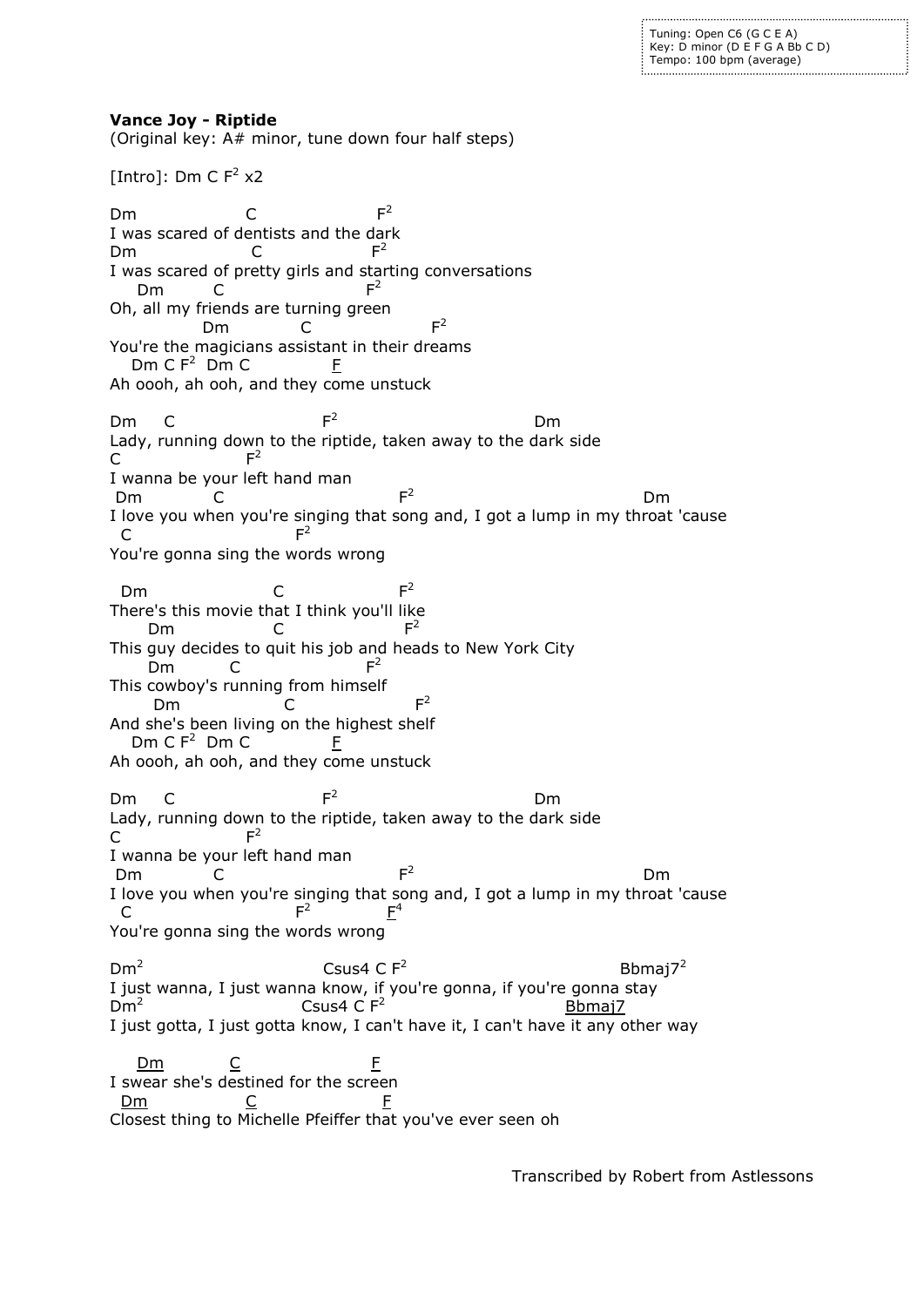```
Tuning: Open C6 (G C E A)
Key: D minor (D E F G A Bb C D)
Tempo: 100 bpm (average)
```

**Vance Joy - Riptide**
(Original key: A# minor, tune down four half steps)

```
[Intro]: Dm C F2 x2

Dm                C                F2
I was scared of dentists and the dark
Dm                 C              F2
I was scared of pretty girls and starting conversations
    Dm        C                F2
Oh, all my friends are turning green
              Dm           C                  F2
You're the magicians assistant in their dreams
   Dm C F2  Dm C            F
Ah oooh, ah ooh, and they come unstuck

Dm    C                    F2                            Dm
Lady, running down to the riptide, taken away to the dark side
C                  F2
I wanna be your left hand man
 Dm          C                     F2                               Dm
I love you when you're singing that song and, I got a lump in my throat 'cause
  C                      F2
You're gonna sing the words wrong

  Dm                    C                F2
There's this movie that I think you'll like
      Dm                C                  F2
This guy decides to quit his job and heads to New York City
      Dm        C                 F2
This cowboy's running from himself
       Dm                C                  F2
And she's been living on the highest shelf
   Dm C F2  Dm C            F
Ah oooh, ah ooh, and they come unstuck

Dm    C                    F2                            Dm
Lady, running down to the riptide, taken away to the dark side
C                  F2
I wanna be your left hand man
 Dm          C                     F2                               Dm
I love you when you're singing that song and, I got a lump in my throat 'cause
  C                      F2         F4
You're gonna sing the words wrong

Dm2                        Csus4 C F2                           Bbmaj72
I just wanna, I just wanna know, if you're gonna, if you're gonna stay
Dm2                      Csus4 C F2                       Bbmaj7
I just gotta, I just gotta know, I can't have it, I can't have it any other way

    Dm          C                   F
I swear she's destined for the screen
  Dm             C                  F
Closest thing to Michelle Pfeiffer that you've ever seen oh
```

Transcribed by Robert from Astlessons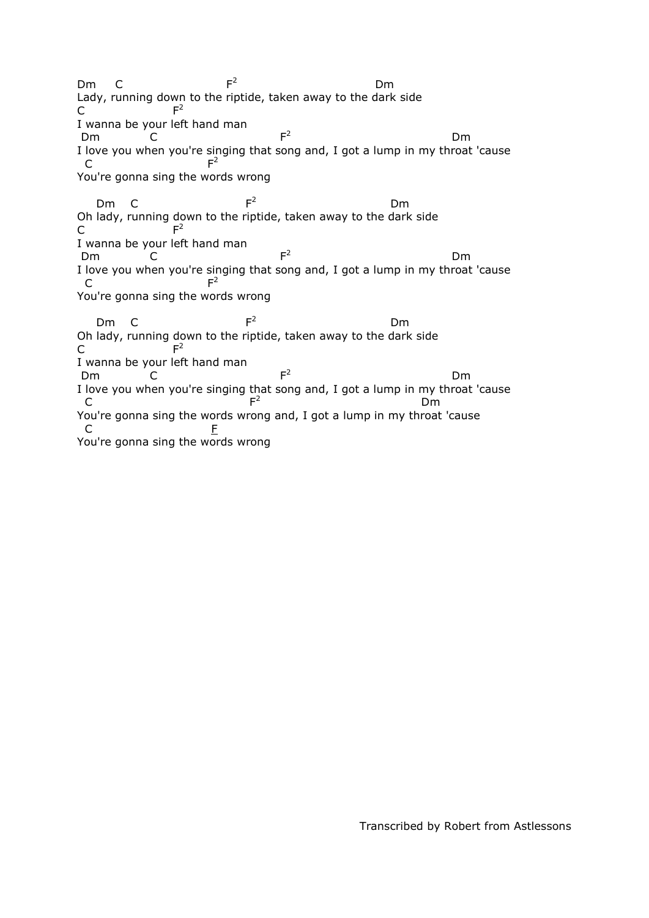```
Dm     C                        F²                               Dm
Lady, running down to the riptide, taken away to the dark side
C                 F²
I wanna be your left hand man
 Dm           C                         F²                                  Dm
I love you when you're singing that song and, I got a lump in my throat 'cause
  C                        F²
You're gonna sing the words wrong

     Dm    C                        F²                               Dm
Oh lady, running down to the riptide, taken away to the dark side
C                 F²
I wanna be your left hand man
 Dm           C                         F²                                  Dm
I love you when you're singing that song and, I got a lump in my throat 'cause
  C                        F²
You're gonna sing the words wrong

     Dm    C                        F²                               Dm
Oh lady, running down to the riptide, taken away to the dark side
C                 F²
I wanna be your left hand man
 Dm           C                         F²                                  Dm
I love you when you're singing that song and, I got a lump in my throat 'cause
  C                              F²                              Dm
You're gonna sing the words wrong and, I got a lump in my throat 'cause
  C                        F
You're gonna sing the words wrong
```

Transcribed by Robert from Astlessons